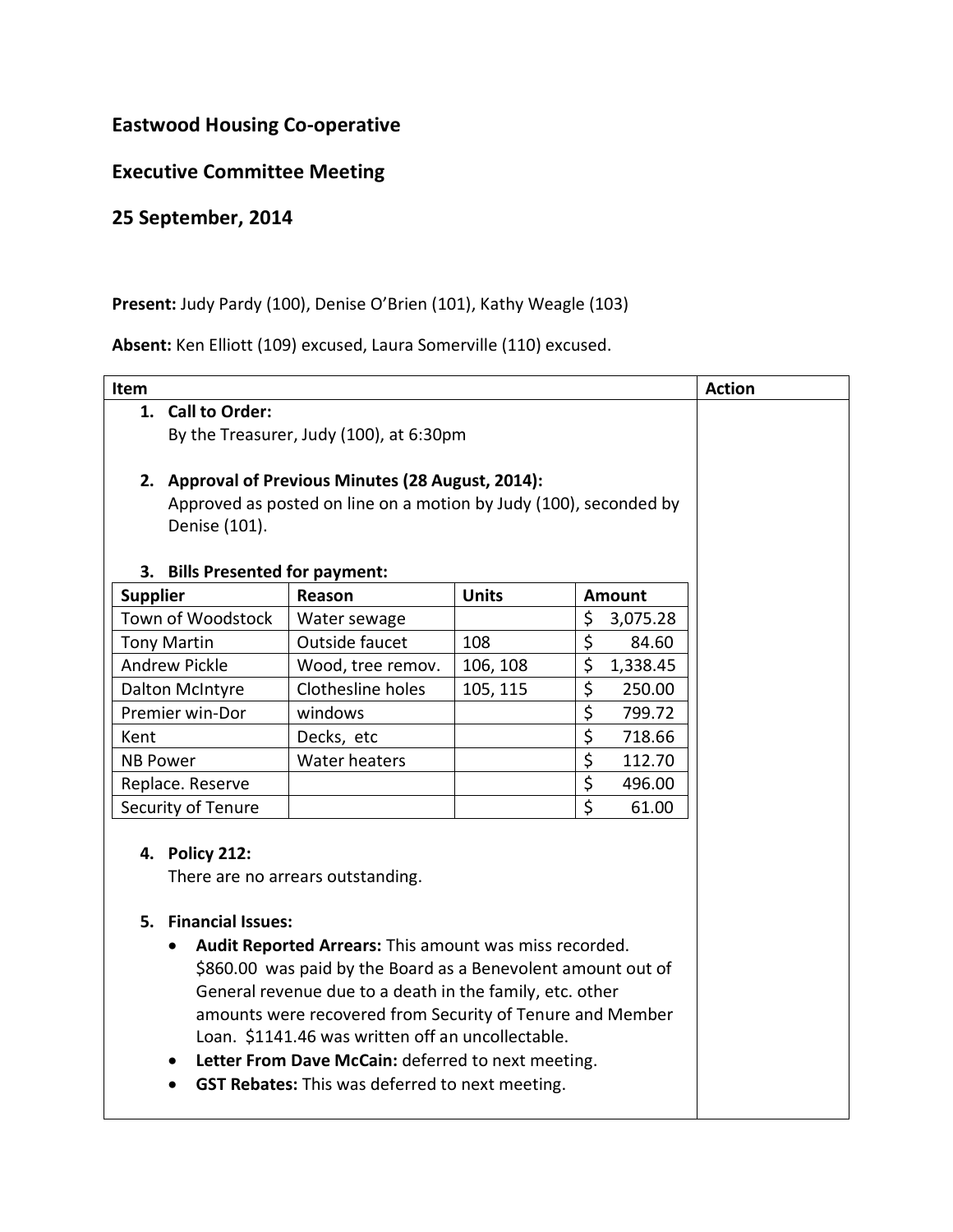## Eastwood Housing Co-operative

## Executive Committee Meeting

## 25 September, 2014

**Present:** Judy Pardy (100), Denise O'Brien (101), Kathy Weagle (103)

**Absent:** Ken Elliott (109) excused, Laura Somerville (110) excused.

| Item | Action |
|---|---|
| **1. Call to Order:** By the Treasurer, Judy (100), at 6:30pm | |
| **2. Approval of Previous Minutes (28 August, 2014):** Approved as posted on line on a motion by Judy (100), seconded by Denise (101). | |
| **3. Bills Presented for payment:** | |

| Supplier | Reason | Units | Amount |
|---|---|---|---|
| Town of Woodstock | Water sewage | | $ 3,075.28 |
| Tony Martin | Outside faucet | 108 | $ 84.60 |
| Andrew Pickle | Wood, tree remov. | 106, 108 | $ 1,338.45 |
| Dalton McIntyre | Clothesline holes | 105, 115 | $ 250.00 |
| Premier win-Dor | windows | | $ 799.72 |
| Kent | Decks, etc | | $ 718.66 |
| NB Power | Water heaters | | $ 112.70 |
| Replace. Reserve | | | $ 496.00 |
| Security of Tenure | | | $ 61.00 |

**4. Policy 212:**
There are no arrears outstanding.

**5. Financial Issues:**

- **Audit Reported Arrears:** This amount was miss recorded. \$860.00 was paid by the Board as a Benevolent amount out of General revenue due to a death in the family, etc. other amounts were recovered from Security of Tenure and Member Loan. \$1141.46 was written off an uncollectable.
- **Letter From Dave McCain:** deferred to next meeting.
- **GST Rebates:** This was deferred to next meeting.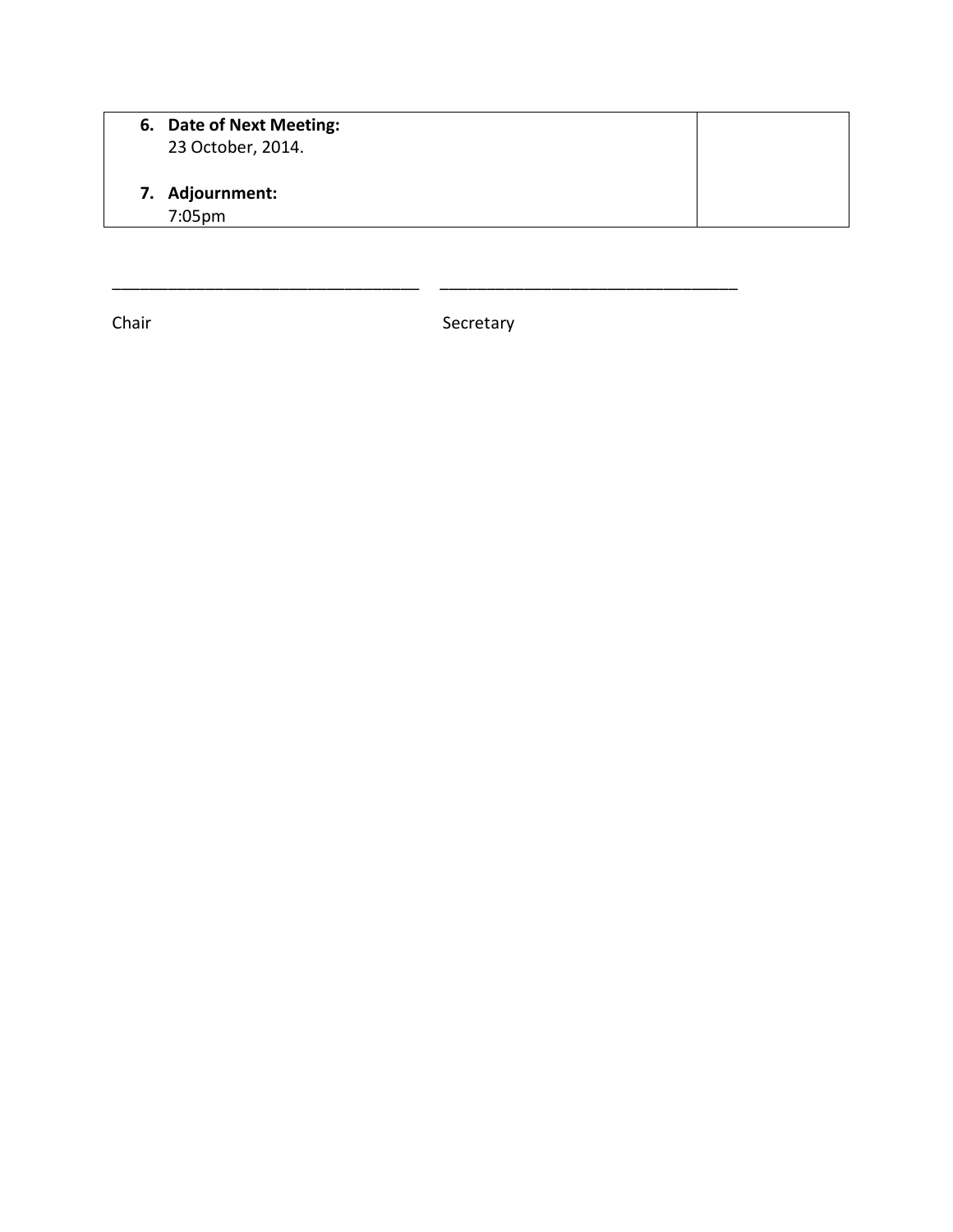| | |
|---|---|
| **6. Date of Next Meeting:**<br>23 October, 2014.<br><br>**7. Adjournment:**<br>7:05pm | |

\_\_\_\_\_\_\_\_\_\_\_\_\_\_\_\_\_\_\_\_\_\_\_\_\_\_\_\_\_\_\_\_\_\_ \_\_\_\_\_\_\_\_\_\_\_\_\_\_\_\_\_\_\_\_\_\_\_\_\_\_\_\_\_\_\_\_\_\_

Chair Secretary